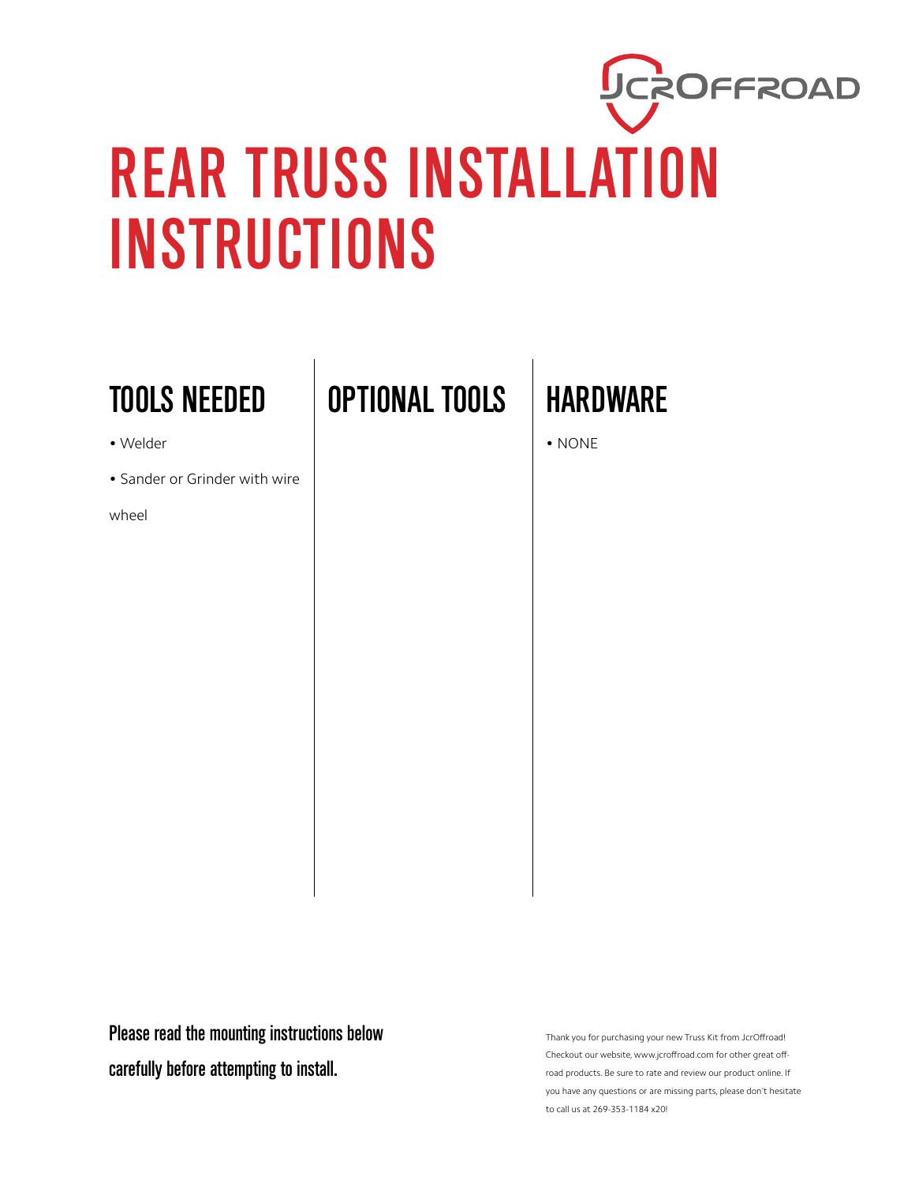JcrOffroad

# REAR TRUSS INSTALLATION INSTRUCTIONS

## TOOLS NEEDED

- Welder
- Sander or Grinder with wire wheel

## OPTIONAL TOOLS

## HARDWARE

- NONE

**Please read the mounting instructions below carefully before attempting to install.**

Thank you for purchasing your new Truss Kit from JcrOffroad! Checkout our website, www.jcroffroad.com for other great off-road products. Be sure to rate and review our product online. If you have any questions or are missing parts, please don't hesitate to call us at 269-353-1184 x20!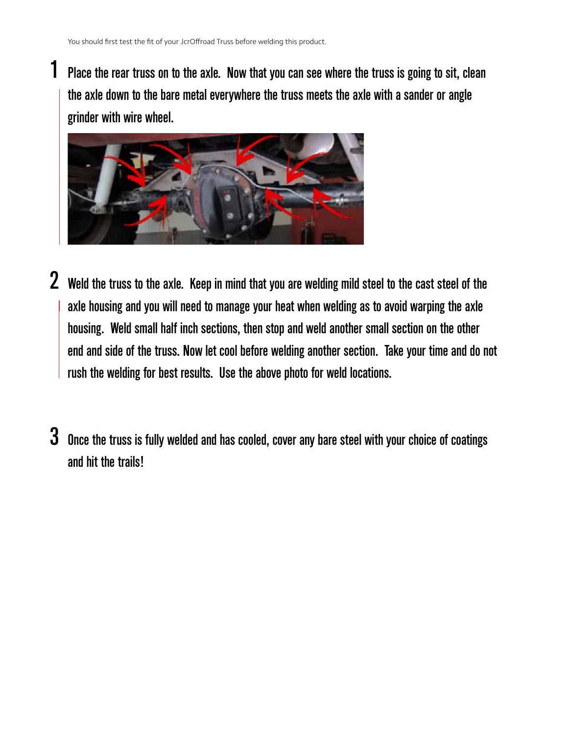You should first test the fit of your JcrOffroad Truss before welding this product.

1. Place the rear truss on to the axle. Now that you can see where the truss is going to sit, clean the axle down to the bare metal everywhere the truss meets the axle with a sander or angle grinder with wire wheel.

2. Weld the truss to the axle. Keep in mind that you are welding mild steel to the cast steel of the axle housing and you will need to manage your heat when welding as to avoid warping the axle housing. Weld small half inch sections, then stop and weld another small section on the other end and side of the truss. Now let cool before welding another section. Take your time and do not rush the welding for best results. Use the above photo for weld locations.

3. Once the truss is fully welded and has cooled, cover any bare steel with your choice of coatings and hit the trails!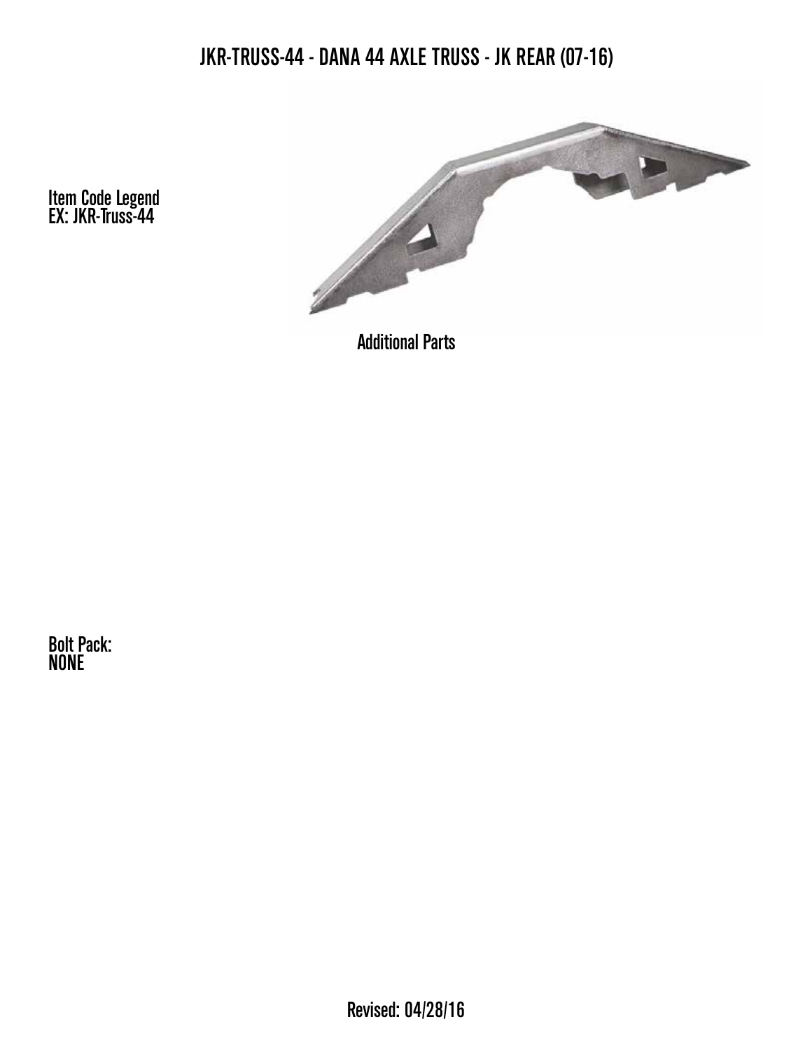# JKR-TRUSS-44 - DANA 44 AXLE TRUSS - JK REAR (07-16)

Item Code Legend
EX: JKR-Truss-44

Additional Parts

Bolt Pack:
NONE

Revised: 04/28/16